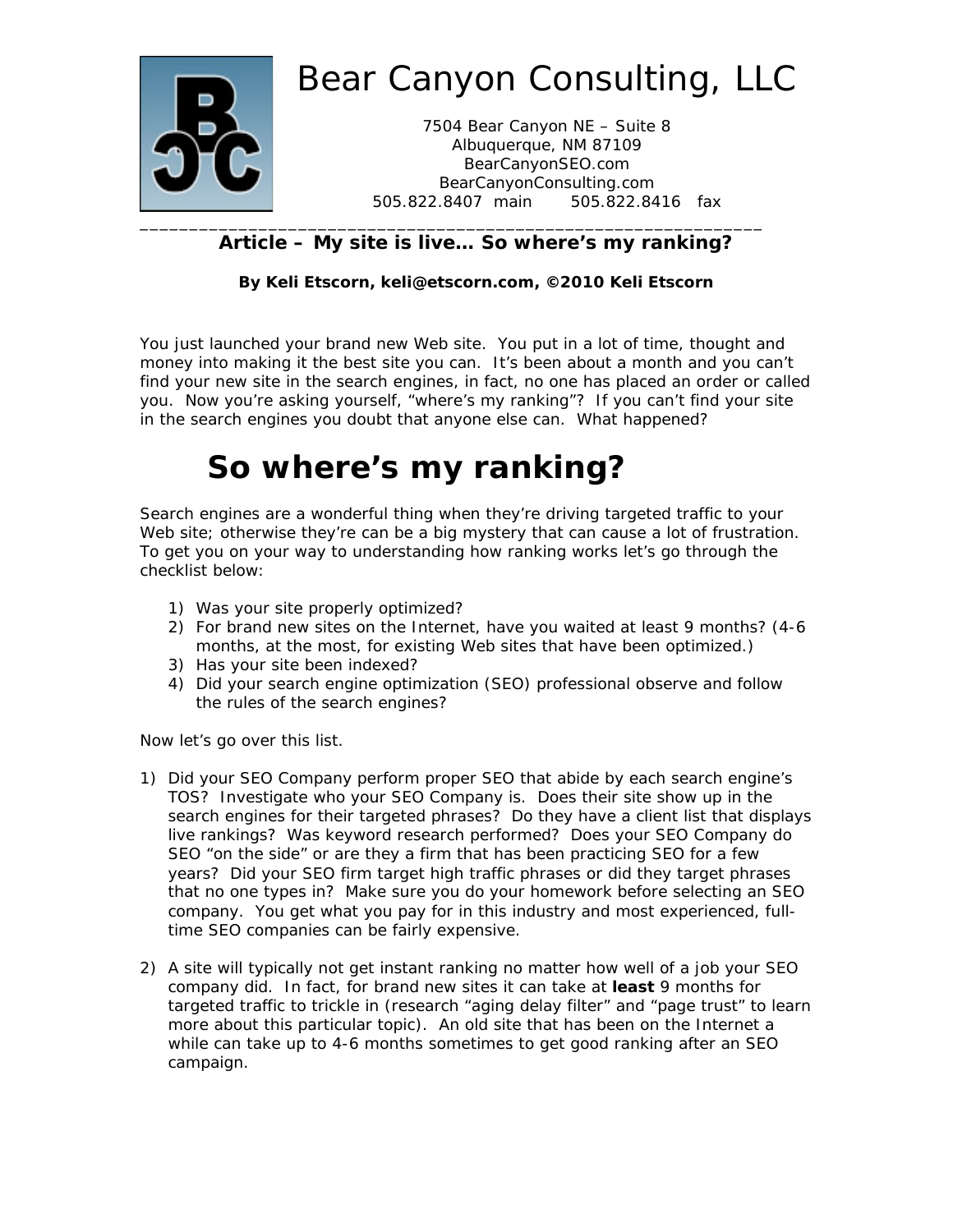# Bear Canyon Consulting, LLC

7504 Bear Canyon NE – Suite 8
Albuquerque, NM 87109
BearCanyonSEO.com
BearCanyonConsulting.com
505.822.8407 main 505.822.8416 fax

---

**Article – My site is live… So where's my ranking?**

**By Keli Etscorn, keli@etscorn.com, ©2010 Keli Etscorn**

You just launched your brand new Web site. You put in a lot of time, thought and money into making it the best site you can. It's been about a month and you can't find your new site in the search engines, in fact, no one has placed an order or called you. Now you're asking yourself, "where's my ranking"? If you can't find your site in the search engines you doubt that anyone else can. What happened?

# So where's my ranking?

Search engines are a wonderful thing when they're driving targeted traffic to your Web site; otherwise they're can be a big mystery that can cause a lot of frustration. To get you on your way to understanding how ranking works let's go through the checklist below:

1) Was your site properly optimized?
2) For brand new sites on the Internet, have you waited at least 9 months? (4-6 months, at the most, for existing Web sites that have been optimized.)
3) Has your site been indexed?
4) Did your search engine optimization (SEO) professional observe and follow the rules of the search engines?

Now let's go over this list.

1) Did your SEO Company perform proper SEO that abide by each search engine's TOS? Investigate who your SEO Company is. Does their site show up in the search engines for their targeted phrases? Do they have a client list that displays live rankings? Was keyword research performed? Does your SEO Company do SEO "on the side" or are they a firm that has been practicing SEO for a few years? Did your SEO firm target high traffic phrases or did they target phrases that no one types in? Make sure you do your homework before selecting an SEO company. You get what you pay for in this industry and most experienced, full-time SEO companies can be fairly expensive.

2) A site will typically not get instant ranking no matter how well of a job your SEO company did. In fact, for brand new sites it can take at **least** 9 months for targeted traffic to trickle in (research "aging delay filter" and "page trust" to learn more about this particular topic). An old site that has been on the Internet a while can take up to 4-6 months sometimes to get good ranking after an SEO campaign.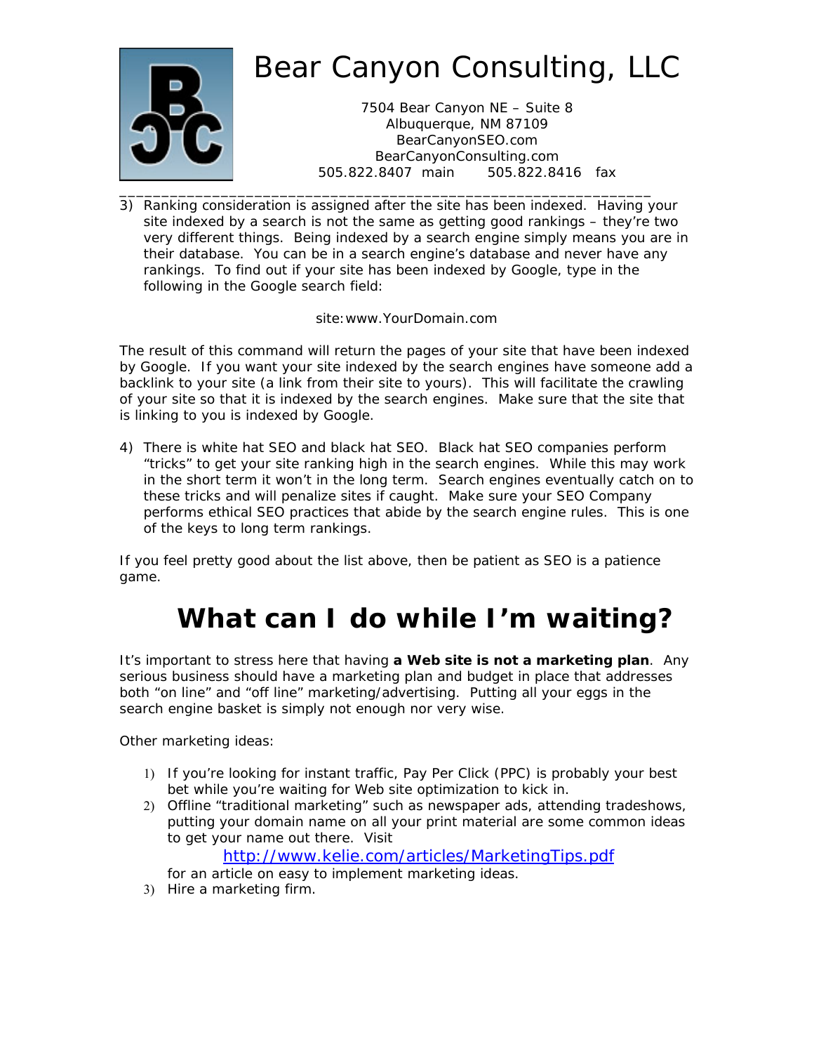3) Ranking consideration is assigned after the site has been indexed. Having your site indexed by a search is not the same as getting good rankings – they're two very different things. Being indexed by a search engine simply means you are in their database. You can be in a search engine's database and never have any rankings. To find out if your site has been indexed by Google, type in the following in the Google search field:

site:www.YourDomain.com

The result of this command will return the pages of your site that have been indexed by Google. If you want your site indexed by the search engines have someone add a backlink to your site (a link from their site to yours). This will facilitate the crawling of your site so that it is indexed by the search engines. Make sure that the site that is linking to you is indexed by Google.

4) There is white hat SEO and black hat SEO. Black hat SEO companies perform "tricks" to get your site ranking high in the search engines. While this may work in the short term it won't in the long term. Search engines eventually catch on to these tricks and will penalize sites if caught. Make sure your SEO Company performs ethical SEO practices that abide by the search engine rules. This is one of the keys to long term rankings.

If you feel pretty good about the list above, then be patient as SEO is a patience game.

# What can I do while I'm waiting?

It's important to stress here that having **a Web site is not a marketing plan**. Any serious business should have a marketing plan and budget in place that addresses both "on line" and "off line" marketing/advertising. Putting all your eggs in the search engine basket is simply not enough nor very wise.

Other marketing ideas:

1) If you're looking for instant traffic, Pay Per Click (PPC) is probably your best bet while you're waiting for Web site optimization to kick in.
2) Offline "traditional marketing" such as newspaper ads, attending tradeshows, putting your domain name on all your print material are some common ideas to get your name out there. Visit [http://www.kelie.com/articles/MarketingTips.pdf](http://www.kelie.com/articles/MarketingTips.pdf) for an article on easy to implement marketing ideas.
3) Hire a marketing firm.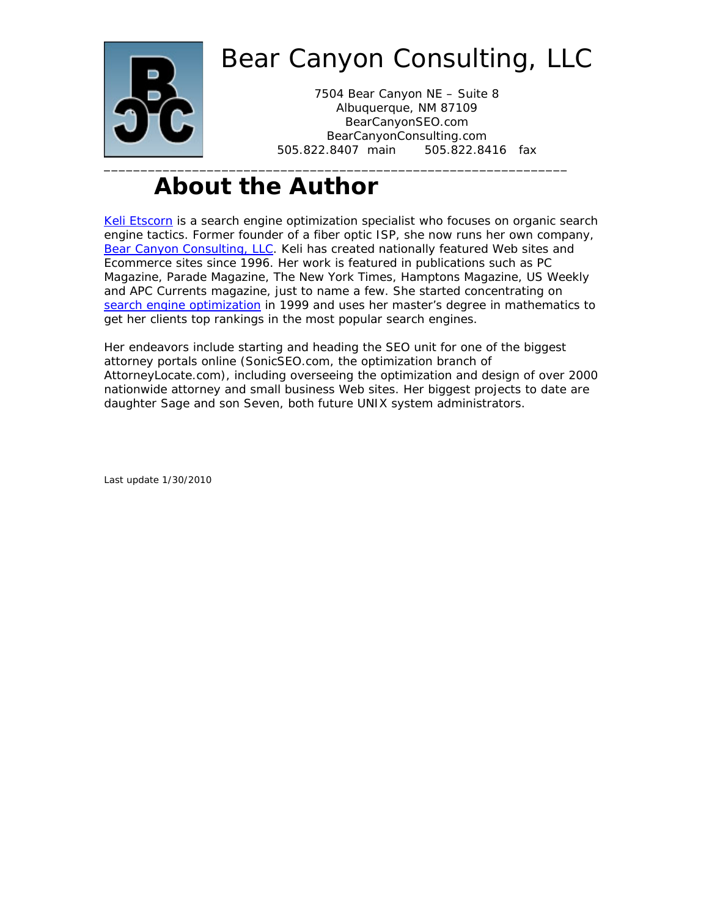# Bear Canyon Consulting, LLC

7504 Bear Canyon NE – Suite 8
Albuquerque, NM 87109
BearCanyonSEO.com
BearCanyonConsulting.com
505.822.8407 main 505.822.8416 fax

---

## About the Author

Keli Etscorn is a search engine optimization specialist who focuses on organic search engine tactics. Former founder of a fiber optic ISP, she now runs her own company, Bear Canyon Consulting, LLC. Keli has created nationally featured Web sites and Ecommerce sites since 1996. Her work is featured in publications such as PC Magazine, Parade Magazine, The New York Times, Hamptons Magazine, US Weekly and APC Currents magazine, just to name a few. She started concentrating on search engine optimization in 1999 and uses her master's degree in mathematics to get her clients top rankings in the most popular search engines.

Her endeavors include starting and heading the SEO unit for one of the biggest attorney portals online (SonicSEO.com, the optimization branch of AttorneyLocate.com), including overseeing the optimization and design of over 2000 nationwide attorney and small business Web sites. Her biggest projects to date are daughter Sage and son Seven, both future UNIX system administrators.

Last update 1/30/2010